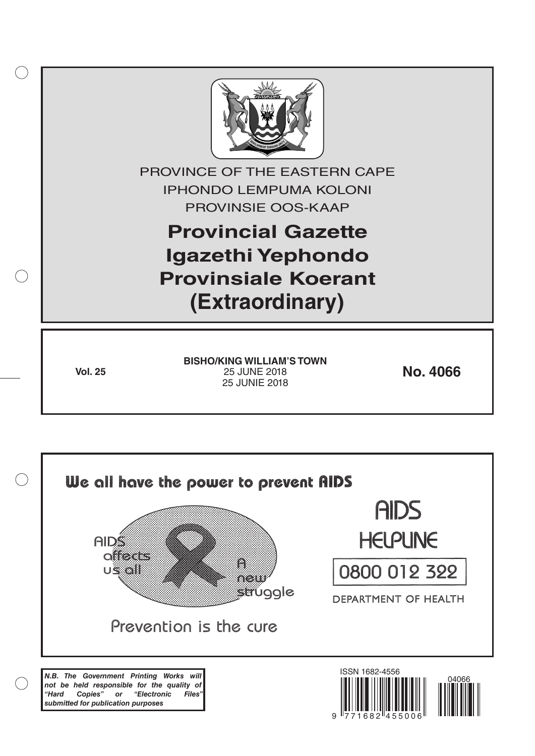PROVINCE OF THE EASTERN CAPE

IPHONDO LEMPUMA KOLONI

PROVINSIE OOS-KAAP

# Provincial Gazette
# Igazethi Yephondo
# Provinsiale Koerant
# (Extraordinary)

**Vol. 25**

**BISHO/KING WILLIAM'S TOWN**
25 JUNE 2018
25 JUNIE 2018

**No. 4066**

**We all have the power to prevent AIDS**

AIDS affects us all

A new struggle

Prevention is the cure

AIDS HELPLINE

0800 012 322

DEPARTMENT OF HEALTH

***N.B. The Government Printing Works will not be held responsible for the quality of "Hard Copies" or "Electronic Files" submitted for publication purposes***

ISSN 1682-4556

04066

9 771682 455006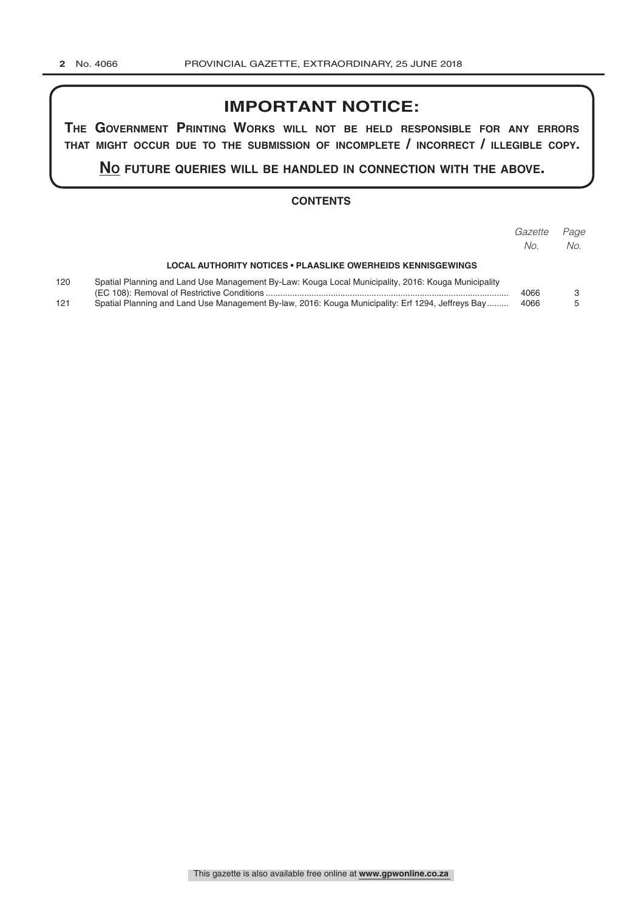## IMPORTANT NOTICE:

**THE GOVERNMENT PRINTING WORKS WILL NOT BE HELD RESPONSIBLE FOR ANY ERRORS THAT MIGHT OCCUR DUE TO THE SUBMISSION OF INCOMPLETE / INCORRECT / ILLEGIBLE COPY.**

**NO FUTURE QUERIES WILL BE HANDLED IN CONNECTION WITH THE ABOVE.**

### CONTENTS

| | | *Gazette No.* | *Page No.* |
|---|---|---|---|
| | **LOCAL AUTHORITY NOTICES • PLAASLIKE OWERHEIDS KENNISGEWINGS** | | |
| 120 | Spatial Planning and Land Use Management By-Law: Kouga Local Municipality, 2016: Kouga Municipality (EC 108): Removal of Restrictive Conditions | 4066 | 3 |
| 121 | Spatial Planning and Land Use Management By-law, 2016: Kouga Municipality: Erf 1294, Jeffreys Bay | 4066 | 5 |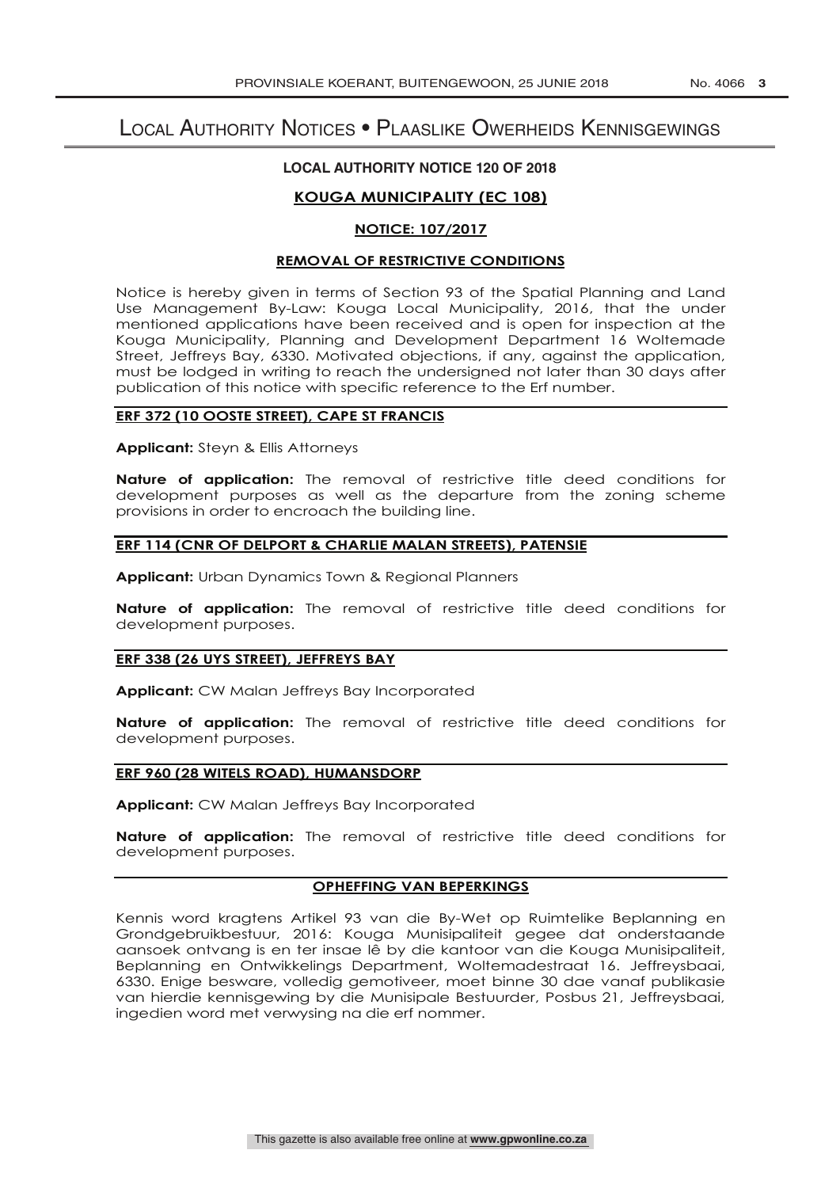# Local Authority Notices • Plaaslike Owerheids Kennisgewings

## LOCAL AUTHORITY NOTICE 120 OF 2018

### KOUGA MUNICIPALITY (EC 108)

### NOTICE: 107/2017

### REMOVAL OF RESTRICTIVE CONDITIONS

Notice is hereby given in terms of Section 93 of the Spatial Planning and Land Use Management By-Law: Kouga Local Municipality, 2016, that the under mentioned applications have been received and is open for inspection at the Kouga Municipality, Planning and Development Department 16 Woltemade Street, Jeffreys Bay, 6330. Motivated objections, if any, against the application, must be lodged in writing to reach the undersigned not later than 30 days after publication of this notice with specific reference to the Erf number.

#### ERF 372 (10 OOSTE STREET), CAPE ST FRANCIS

**Applicant:** Steyn & Ellis Attorneys

**Nature of application:** The removal of restrictive title deed conditions for development purposes as well as the departure from the zoning scheme provisions in order to encroach the building line.

#### ERF 114 (CNR OF DELPORT & CHARLIE MALAN STREETS), PATENSIE

**Applicant:** Urban Dynamics Town & Regional Planners

**Nature of application:** The removal of restrictive title deed conditions for development purposes.

#### ERF 338 (26 UYS STREET), JEFFREYS BAY

**Applicant:** CW Malan Jeffreys Bay Incorporated

**Nature of application:** The removal of restrictive title deed conditions for development purposes.

#### ERF 960 (28 WITELS ROAD), HUMANSDORP

**Applicant:** CW Malan Jeffreys Bay Incorporated

**Nature of application:** The removal of restrictive title deed conditions for development purposes.

### OPHEFFING VAN BEPERKINGS

Kennis word kragtens Artikel 93 van die By-Wet op Ruimtelike Beplanning en Grondgebruikbestuur, 2016: Kouga Munisipaliteit gegee dat onderstaande aansoek ontvang is en ter insae lê by die kantoor van die Kouga Munisipaliteit, Beplanning en Ontwikkelings Department, Woltemadestraat 16. Jeffreysbaai, 6330. Enige besware, volledig gemotiveer, moet binne 30 dae vanaf publikasie van hierdie kennisgewing by die Munisipale Bestuurder, Posbus 21, Jeffreysbaai, ingedien word met verwysing na die erf nommer.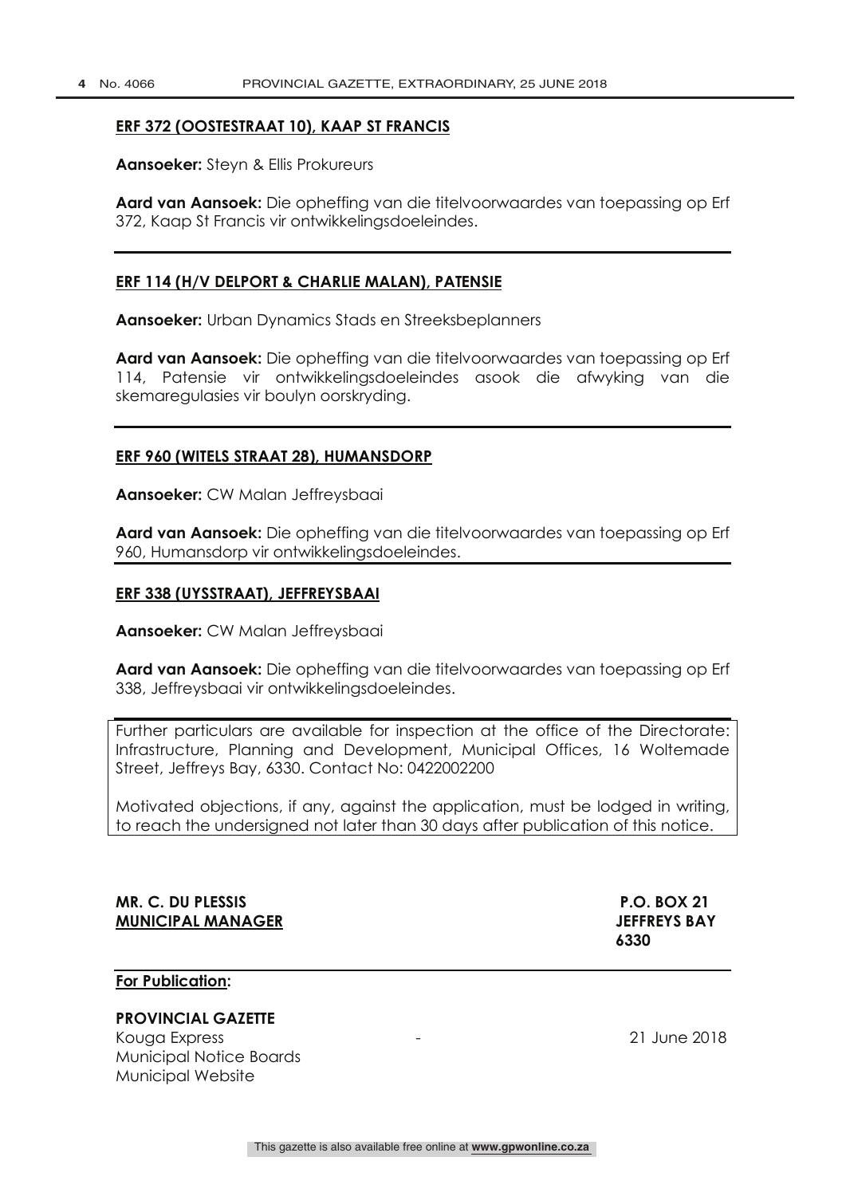**ERF 372 (OOSTESTRAAT 10), KAAP ST FRANCIS**

**Aansoeker:** Steyn & Ellis Prokureurs

**Aard van Aansoek:** Die opheffing van die titelvoorwaardes van toepassing op Erf 372, Kaap St Francis vir ontwikkelingsdoeleindes.

---

**ERF 114 (H/V DELPORT & CHARLIE MALAN), PATENSIE**

**Aansoeker:** Urban Dynamics Stads en Streeksbeplanners

**Aard van Aansoek:** Die opheffing van die titelvoorwaardes van toepassing op Erf 114, Patensie vir ontwikkelingsdoeleindes asook die afwyking van die skemaregulasies vir boulyn oorskryding.

---

**ERF 960 (WITELS STRAAT 28), HUMANSDORP**

**Aansoeker:** CW Malan Jeffreysbaai

**Aard van Aansoek:** Die opheffing van die titelvoorwaardes van toepassing op Erf 960, Humansdorp vir ontwikkelingsdoeleindes.

---

**ERF 338 (UYSSTRAAT), JEFFREYSBAAI**

**Aansoeker:** CW Malan Jeffreysbaai

**Aard van Aansoek:** Die opheffing van die titelvoorwaardes van toepassing op Erf 338, Jeffreysbaai vir ontwikkelingsdoeleindes.

---

Further particulars are available for inspection at the office of the Directorate: Infrastructure, Planning and Development, Municipal Offices, 16 Woltemade Street, Jeffreys Bay, 6330. Contact No: 0422002200

Motivated objections, if any, against the application, must be lodged in writing, to reach the undersigned not later than 30 days after publication of this notice.

**MR. C. DU PLESSIS**
**MUNICIPAL MANAGER**

**P.O. BOX 21**
**JEFFREYS BAY**
**6330**

---

**For Publication:**

**PROVINCIAL GAZETTE**
Kouga Express - 21 June 2018
Municipal Notice Boards
Municipal Website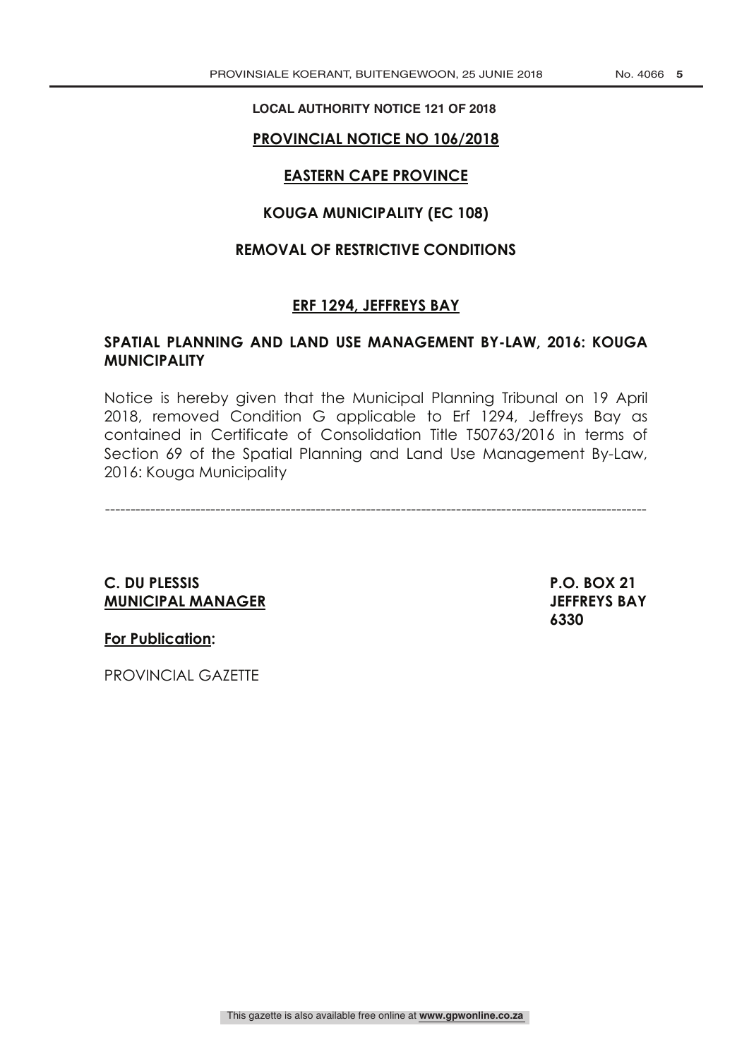**LOCAL AUTHORITY NOTICE 121 OF 2018**

## PROVINCIAL NOTICE NO 106/2018

## EASTERN CAPE PROVINCE

## KOUGA MUNICIPALITY (EC 108)

## REMOVAL OF RESTRICTIVE CONDITIONS

## ERF 1294, JEFFREYS BAY

### SPATIAL PLANNING AND LAND USE MANAGEMENT BY-LAW, 2016: KOUGA MUNICIPALITY

Notice is hereby given that the Municipal Planning Tribunal on 19 April 2018, removed Condition G applicable to Erf 1294, Jeffreys Bay as contained in Certificate of Consolidation Title T50763/2016 in terms of Section 69 of the Spatial Planning and Land Use Management By-Law, 2016: Kouga Municipality

---

**C. DU PLESSIS**
**MUNICIPAL MANAGER**

**P.O. BOX 21**
**JEFFREYS BAY**
**6330**

**For Publication:**

PROVINCIAL GAZETTE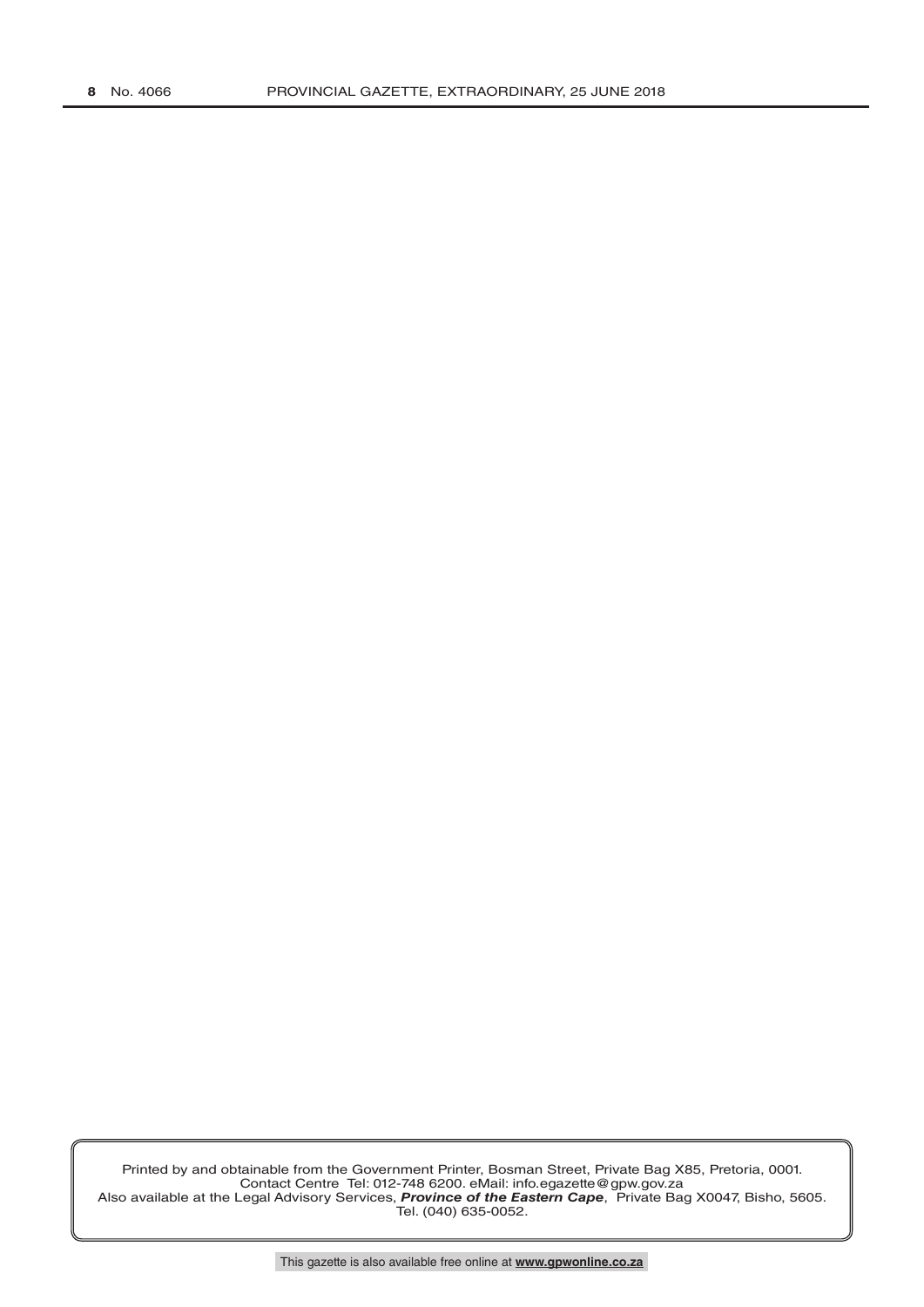Printed by and obtainable from the Government Printer, Bosman Street, Private Bag X85, Pretoria, 0001.
Contact Centre Tel: 012-748 6200. eMail: info.egazette@gpw.gov.za
Also available at the Legal Advisory Services, ***Province of the Eastern Cape***, Private Bag X0047, Bisho, 5605.
Tel. (040) 635-0052.

This gazette is also available free online at **www.gpwonline.co.za**